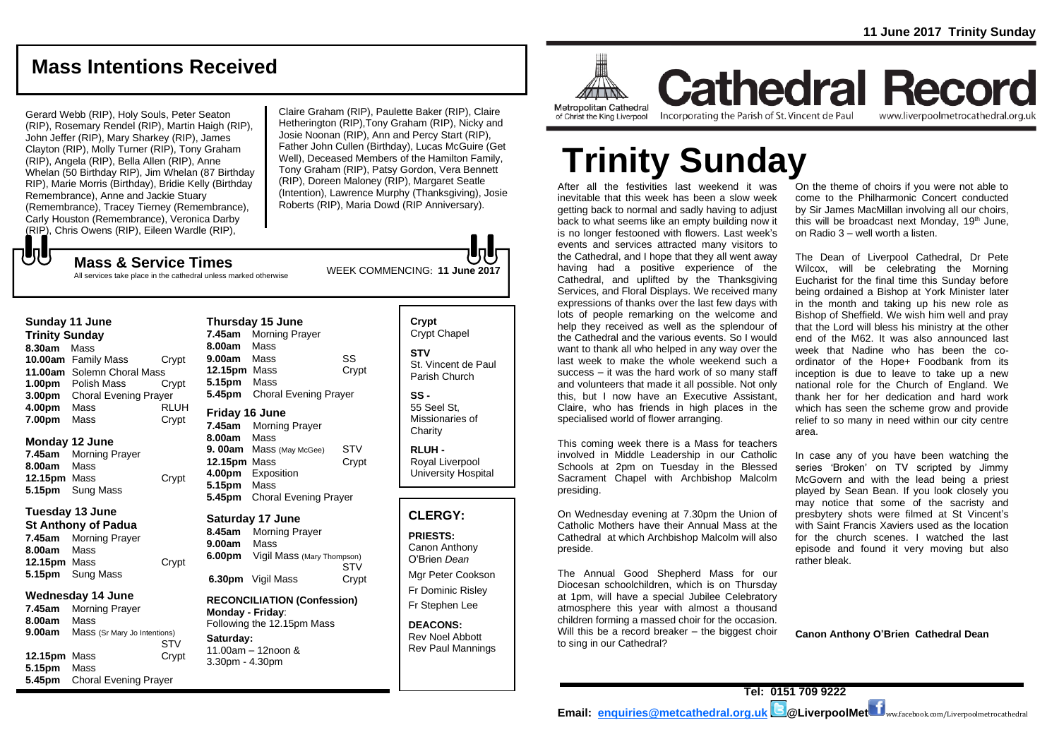## Mass Intentions Received

Gerard Webb (RIP), Holy Souls, Peter Seaton (RIP), Rosemary Rendel (RIP), Martin Haigh (RIP), John Jeffer (RIP), Mary Sharkey (RIP), James Clayton (RIP), Molly Turner (RIP), Tony Graham (RIP), Angela (RIP), Bella Allen (RIP), Anne Whelan (50 Birthday RIP), Jim Whelan (87 Birthday RIP), Marie Morris (Birthday), Bridie Kelly (Birthday Remembrance), Anne and Jackie Stuary (Remembrance), Tracey Tierney (Remembrance), Carly Houston (Remembrance), Veronica Darby (RIP), Chris Owens (RIP), Eileen Wardle (RIP), Claire Graham (RIP), Paulette Baker (RIP), Claire Hetherington (RIP),Tony Graham (RIP), Nicky and Josie Noonan (RIP), Ann and Percy Start (RIP), Father John Cullen (Birthday), Lucas McGuire (Get Well), Deceased Members of the Hamilton Family, Tony Graham (RIP), Patsy Gordon, Vera Bennett (RIP), Doreen Maloney (RIP), Margaret Seatle (Intention), Lawrence Murphy (Thanksgiving), Josie Roberts (RIP), Maria Dowd (RIP Anniversary).

### Mass & Service Times

All services take place in the cathedral unless marked otherwise

WEEK COMMENCING: **11 June 2017**

**Sunday 11 June**
**Trinity Sunday**

| | | |
|---|---|---|
| **8.30am** | Mass | |
| **10.00am** | Family Mass | Crypt |
| **11.00am** | Solemn Choral Mass | |
| **1.00pm** | Polish Mass | Crypt |
| **3.00pm** | Choral Evening Prayer | |
| **4.00pm** | Mass | RLUH |
| **7.00pm** | Mass | Crypt |

**Monday 12 June**

| | | |
|---|---|---|
| **7.45am** | Morning Prayer | |
| **8.00am** | Mass | |
| **12.15pm** | Mass | Crypt |
| **5.15pm** | Sung Mass | |

**Tuesday 13 June**
**St Anthony of Padua**

| | | |
|---|---|---|
| **7.45am** | Morning Prayer | |
| **8.00am** | Mass | |
| **12.15pm** | Mass | Crypt |
| **5.15pm** | Sung Mass | |

**Wednesday 14 June**

| | | |
|---|---|---|
| **7.45am** | Morning Prayer | |
| **8.00am** | Mass | |
| **9.00am** | Mass (Sr Mary Jo Intentions) | STV |
| **12.15pm** | Mass | Crypt |
| **5.15pm** | Mass | |
| **5.45pm** | Choral Evening Prayer | |

**Thursday 15 June**

| | | |
|---|---|---|
| **7.45am** | Morning Prayer | |
| **8.00am** | Mass | |
| **9.00am** | Mass | SS |
| **12.15pm** | Mass | Crypt |
| **5.15pm** | Mass | |
| **5.45pm** | Choral Evening Prayer | |

**Friday 16 June**

| | | |
|---|---|---|
| **7.45am** | Morning Prayer | |
| **8.00am** | Mass | |
| **9. 00am** | Mass (May McGee) | STV |
| **12.15pm** | Mass | Crypt |
| **4.00pm** | Exposition | |
| **5.15pm** | Mass | |
| **5.45pm** | Choral Evening Prayer | |

**Saturday 17 June**

| | | |
|---|---|---|
| **8.45am** | Morning Prayer | |
| **9.00am** | Mass | |
| **6.00pm** | Vigil Mass (Mary Thompson) | STV |
| **6.30pm** | Vigil Mass | Crypt |

**RECONCILIATION (Confession)**
**Monday - Friday**:
Following the 12.15pm Mass
**Saturday:**
11.00am – 12noon &
3.30pm - 4.30pm

**Crypt**
Crypt Chapel

**STV**
St. Vincent de Paul Parish Church

**SS -**
55 Seel St, Missionaries of Charity

**RLUH -**
Royal Liverpool University Hospital

### CLERGY:

**PRIESTS:**
Canon Anthony O'Brien *Dean*
Mgr Peter Cookson
Fr Dominic Risley
Fr Stephen Lee

**DEACONS:**
Rev Noel Abbott
Rev Paul Mannings

**11 June 2017 Trinity Sunday**

Metropolitan Cathedral of Christ the King Liverpool

# Cathedral Record

Incorporating the Parish of St. Vincent de Paul

www.liverpoolmetrocathedral.org.uk

# Trinity Sunday

After all the festivities last weekend it was inevitable that this week has been a slow week getting back to normal and sadly having to adjust back to what seems like an empty building now it is no longer festooned with flowers. Last week's events and services attracted many visitors to the Cathedral, and I hope that they all went away having had a positive experience of the Cathedral, and uplifted by the Thanksgiving Services, and Floral Displays. We received many expressions of thanks over the last few days with lots of people remarking on the welcome and help they received as well as the splendour of the Cathedral and the various events. So I would want to thank all who helped in any way over the last week to make the whole weekend such a success – it was the hard work of so many staff and volunteers that made it all possible. Not only this, but I now have an Executive Assistant, Claire, who has friends in high places in the specialised world of flower arranging.

This coming week there is a Mass for teachers involved in Middle Leadership in our Catholic Schools at 2pm on Tuesday in the Blessed Sacrament Chapel with Archbishop Malcolm presiding.

On Wednesday evening at 7.30pm the Union of Catholic Mothers have their Annual Mass at the Cathedral at which Archbishop Malcolm will also preside.

The Annual Good Shepherd Mass for our Diocesan schoolchildren, which is on Thursday at 1pm, will have a special Jubilee Celebratory atmosphere this year with almost a thousand children forming a massed choir for the occasion. Will this be a record breaker – the biggest choir to sing in our Cathedral?

On the theme of choirs if you were not able to come to the Philharmonic Concert conducted by Sir James MacMillan involving all our choirs, this will be broadcast next Monday, 19th June, on Radio 3 – well worth a listen.

The Dean of Liverpool Cathedral, Dr Pete Wilcox, will be celebrating the Morning Eucharist for the final time this Sunday before being ordained a Bishop at York Minister later in the month and taking up his new role as Bishop of Sheffield. We wish him well and pray that the Lord will bless his ministry at the other end of the M62. It was also announced last week that Nadine who has been the co-ordinator of the Hope+ Foodbank from its inception is due to leave to take up a new national role for the Church of England. We thank her for her dedication and hard work which has seen the scheme grow and provide relief to so many in need within our city centre area.

In case any of you have been watching the series 'Broken' on TV scripted by Jimmy McGovern and with the lead being a priest played by Sean Bean. If you look closely you may notice that some of the sacristy and presbytery shots were filmed at St Vincent's with Saint Francis Xaviers used as the location for the church scenes. I watched the last episode and found it very moving but also rather bleak.

**Canon Anthony O'Brien Cathedral Dean**

**Tel: 0151 709 9222**

**Email: enquiries@metcathedral.org.uk @LiverpoolMet** ww.facebook.com/Liverpoolmetrocathedral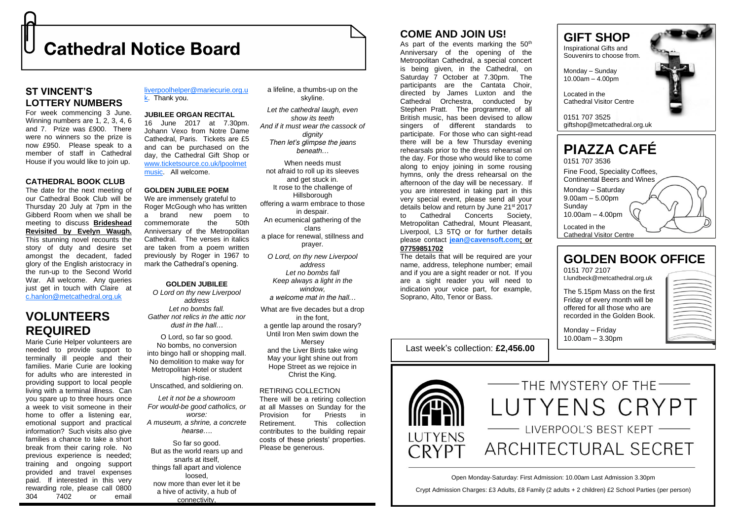# Cathedral Notice Board

## ST VINCENT'S LOTTERY NUMBERS

For week commencing 3 June. Winning numbers are 1, 2, 3, 4, 6 and 7. Prize was £900. There were no winners so the prize is now £950. Please speak to a member of staff in Cathedral House if you would like to join up.

### CATHEDRAL BOOK CLUB

The date for the next meeting of our Cathedral Book Club will be Thursday 20 July at 7pm in the Gibberd Room when we shall be meeting to discuss **Brideshead Revisited by Evelyn Waugh.** This stunning novel recounts the story of duty and desire set amongst the decadent, faded glory of the English aristocracy in the run-up to the Second World War. All welcome. Any queries just get in touch with Claire at c.hanlon@metcathedral.org.uk

## VOLUNTEERS REQUIRED

Marie Curie Helper volunteers are needed to provide support to terminally ill people and their families. Marie Curie are looking for adults who are interested in providing support to local people living with a terminal illness. Can you spare up to three hours once a week to visit someone in their home to offer a listening ear, emotional support and practical information? Such visits also give families a chance to take a short break from their caring role. No previous experience is needed; training and ongoing support provided and travel expenses paid. If interested in this very rewarding role, please call 0800 304 7402 or email liverpoolhelper@mariecurie.org.uk. Thank you.

### JUBILEE ORGAN RECITAL

16 June 2017 at 7.30pm. Johann Vexo from Notre Dame Cathedral, Paris. Tickets are £5 and can be purchased on the day, the Cathedral Gift Shop or www.ticketsource.co.uk/lpoolmetmusic. All welcome.

### GOLDEN JUBILEE POEM

We are immensely grateful to Roger McGough who has written a brand new poem to commemorate the 50th Anniversary of the Metropolitan Cathedral. The verses in italics are taken from a poem written previously by Roger in 1967 to mark the Cathedral's opening.

**GOLDEN JUBILEE**

*O Lord on thy new Liverpool address*
*Let no bombs fall.*
*Gather not relics in the attic nor dust in the hall…*

O Lord, so far so good.
No bombs, no conversion
into bingo hall or shopping mall.
No demolition to make way for
Metropolitan Hotel or student high-rise.
Unscathed, and soldiering on.

*Let it not be a showroom*
*For would-be good catholics, or worse:*
*A museum, a shrine, a concrete hearse….*

So far so good.
But as the world rears up and snarls at itself,
things fall apart and violence loosed,
now more than ever let it be
a hive of activity, a hub of connectivity,
a lifeline, a thumbs-up on the skyline.

*Let the cathedral laugh, even show its teeth*
*And if it must wear the cassock of dignity*
*Then let's glimpse the jeans beneath…*

When needs must
not afraid to roll up its sleeves
and get stuck in.
It rose to the challenge of Hillsborough
offering a warm embrace to those in despair.
An ecumenical gathering of the clans
a place for renewal, stillness and prayer.

*O Lord, on thy new Liverpool address*
*Let no bombs fall*
*Keep always a light in the window,*
*a welcome mat in the hall…*

What are five decades but a drop in the font,
a gentle lap around the rosary?
Until Iron Men swim down the Mersey
and the Liver Birds take wing
May your light shine out from
Hope Street as we rejoice in
Christ the King.

### RETIRING COLLECTION

There will be a retiring collection at all Masses on Sunday for the Provision for Priests in Retirement. This collection contributes to the building repair costs of these priests' properties. Please be generous.

## COME AND JOIN US!

As part of the events marking the 50th Anniversary of the opening of the Metropolitan Cathedral, a special concert is being given, in the Cathedral, on Saturday 7 October at 7.30pm. The participants are the Cantata Choir, directed by James Luxton and the Cathedral Orchestra, conducted by Stephen Pratt. The programme, of all British music, has been devised to allow singers of different standards to participate. For those who can sight-read there will be a few Thursday evening rehearsals prior to the dress rehearsal on the day. For those who would like to come along to enjoy joining in some rousing hymns, only the dress rehearsal on the afternoon of the day will be necessary. If you are interested in taking part in this very special event, please send all your details below and return by June 21st 2017 to Cathedral Concerts Society, Metropolitan Cathedral, Mount Pleasant, Liverpool, L3 5TQ or for further details please contact **jean@cavensoft.com; or 07759851702**

The details that will be required are your name, address, telephone number; email and if you are a sight reader or not. If you are a sight reader you will need to indication your voice part, for example, Soprano, Alto, Tenor or Bass.

Last week's collection: **£2,456.00**

## GIFT SHOP

Inspirational Gifts and Souvenirs to choose from.

Monday – Sunday
10.00am – 4.00pm

Located in the Cathedral Visitor Centre

0151 707 3525
giftshop@metcathedral.org.uk

## PIAZZA CAFÉ

0151 707 3536

Fine Food, Speciality Coffees, Continental Beers and Wines

Monday – Saturday
9.00am – 5.00pm
Sunday
10.00am – 4.00pm

Located in the Cathedral Visitor Centre

## GOLDEN BOOK OFFICE

0151 707 2107
t.lundbeck@metcathedral.org.uk

The 5.15pm Mass on the first Friday of every month will be offered for all those who are recorded in the Golden Book.

Monday – Friday
10.00am – 3.30pm

THE MYSTERY OF THE
LUTYENS CRYPT
LIVERPOOL'S BEST KEPT
ARCHITECTURAL SECRET

LUTYENS CRYPT

Open Monday-Saturday: First Admission: 10.00am Last Admission 3.30pm

Crypt Admission Charges: £3 Adults, £8 Family (2 adults + 2 children) £2 School Parties (per person)